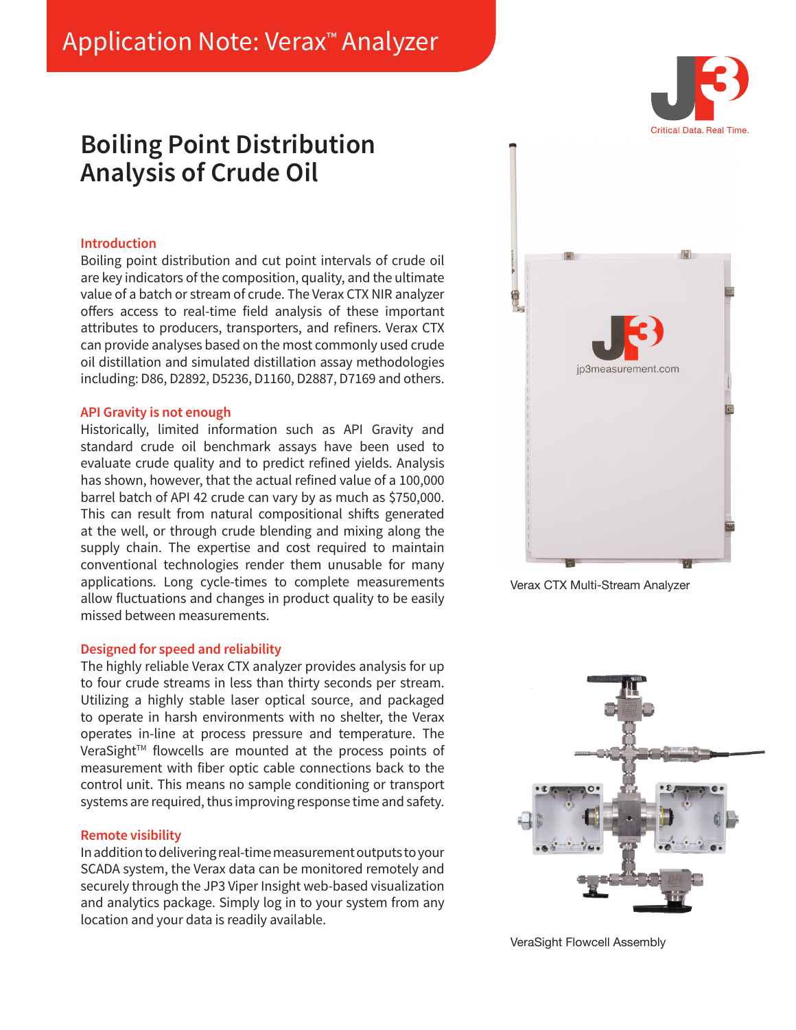# Application Note: Verax™ Analyzer

Critical Data. Real Time.

## Boiling Point Distribution Analysis of Crude Oil

### Introduction

Boiling point distribution and cut point intervals of crude oil are key indicators of the composition, quality, and the ultimate value of a batch or stream of crude. The Verax CTX NIR analyzer offers access to real-time field analysis of these important attributes to producers, transporters, and refiners. Verax CTX can provide analyses based on the most commonly used crude oil distillation and simulated distillation assay methodologies including: D86, D2892, D5236, D1160, D2887, D7169 and others.

### API Gravity is not enough

Historically, limited information such as API Gravity and standard crude oil benchmark assays have been used to evaluate crude quality and to predict refined yields. Analysis has shown, however, that the actual refined value of a 100,000 barrel batch of API 42 crude can vary by as much as $750,000. This can result from natural compositional shifts generated at the well, or through crude blending and mixing along the supply chain. The expertise and cost required to maintain conventional technologies render them unusable for many applications. Long cycle-times to complete measurements allow fluctuations and changes in product quality to be easily missed between measurements.

### Designed for speed and reliability

The highly reliable Verax CTX analyzer provides analysis for up to four crude streams in less than thirty seconds per stream. Utilizing a highly stable laser optical source, and packaged to operate in harsh environments with no shelter, the Verax operates in-line at process pressure and temperature. The VeraSight™ flowcells are mounted at the process points of measurement with fiber optic cable connections back to the control unit. This means no sample conditioning or transport systems are required, thus improving response time and safety.

### Remote visibility

In addition to delivering real-time measurement outputs to your SCADA system, the Verax data can be monitored remotely and securely through the JP3 Viper Insight web-based visualization and analytics package. Simply log in to your system from any location and your data is readily available.

Verax CTX Multi-Stream Analyzer

VeraSight Flowcell Assembly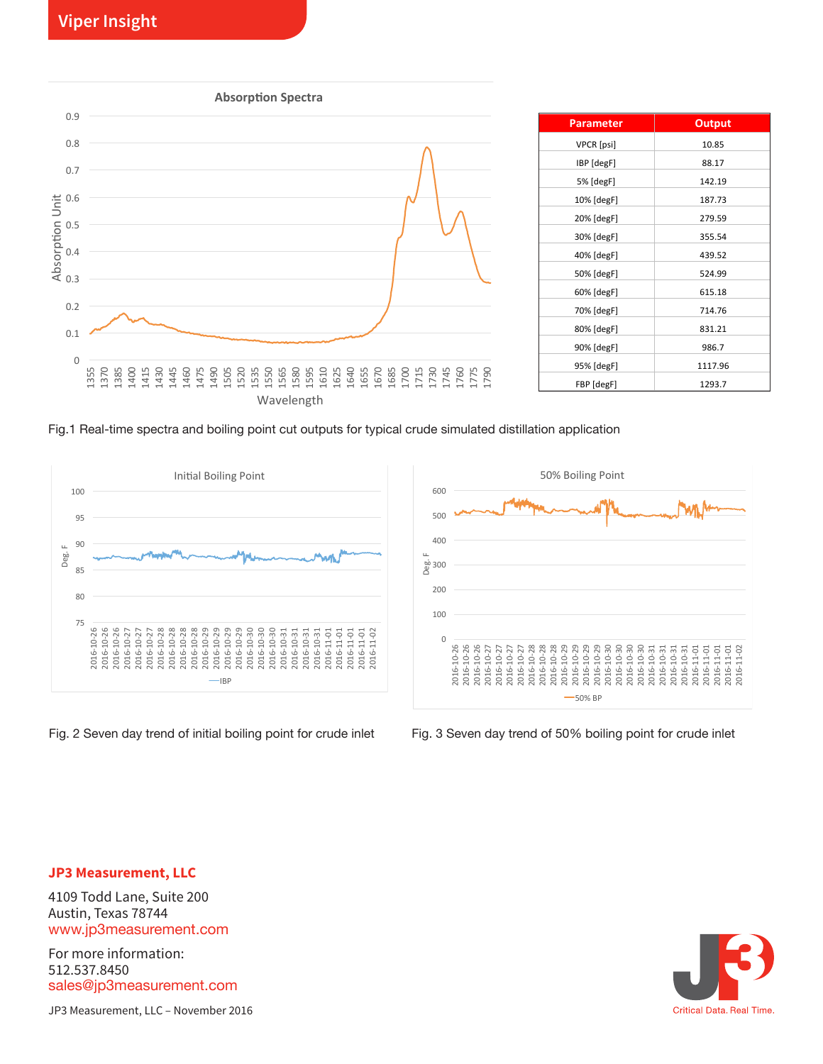Absorption Spectra

0.9
0.8
0.7
0.6
0.5
0.4
0.3
0.2
0.1
0

Absorption Unit

1355 1370 1385 1400 1415 1430 1445 1460 1475 1490 1505 1520 1535 1550 1565 1580 1595 1610 1625 1640 1655 1670 1685 1700 1715 1730 1745 1760 1775 1790

Wavelength

| Parameter | Output |
|---|---|
| VPCR [psi] | 10.85 |
| IBP [degF] | 88.17 |
| 5% [degF] | 142.19 |
| 10% [degF] | 187.73 |
| 20% [degF] | 279.59 |
| 30% [degF] | 355.54 |
| 40% [degF] | 439.52 |
| 50% [degF] | 524.99 |
| 60% [degF] | 615.18 |
| 70% [degF] | 714.76 |
| 80% [degF] | 831.21 |
| 90% [degF] | 986.7 |
| 95% [degF] | 1117.96 |
| FBP [degF] | 1293.7 |

Fig.1 Real-time spectra and boiling point cut outputs for typical crude simulated distillation application

Initial Boiling Point

100
95
90
85
80
75

Deg. F

2016-10-26 2016-10-26 2016-10-26 2016-10-27 2016-10-27 2016-10-27 2016-10-28 2016-10-28 2016-10-28 2016-10-29 2016-10-29 2016-10-29 2016-10-30 2016-10-30 2016-10-30 2016-10-31 2016-10-31 2016-10-31 2016-11-01 2016-11-01 2016-11-01 2016-11-02

—IBP

Fig. 2 Seven day trend of initial boiling point for crude inlet

50% Boiling Point

600
500
400
300
200
100
0

Deg. F

2016-10-26 2016-10-26 2016-10-26 2016-10-27 2016-10-27 2016-10-27 2016-10-28 2016-10-28 2016-10-28 2016-10-29 2016-10-29 2016-10-29 2016-10-30 2016-10-30 2016-10-30 2016-10-31 2016-10-31 2016-10-31 2016-11-01 2016-11-01 2016-11-01 2016-11-02

—50% BP

Fig. 3 Seven day trend of 50% boiling point for crude inlet

**JP3 Measurement, LLC**

4109 Todd Lane, Suite 200
Austin, Texas 78744
www.jp3measurement.com

For more information:
512.537.8450
sales@jp3measurement.com

JP3 Measurement, LLC – November 2016

Critical Data. Real Time.